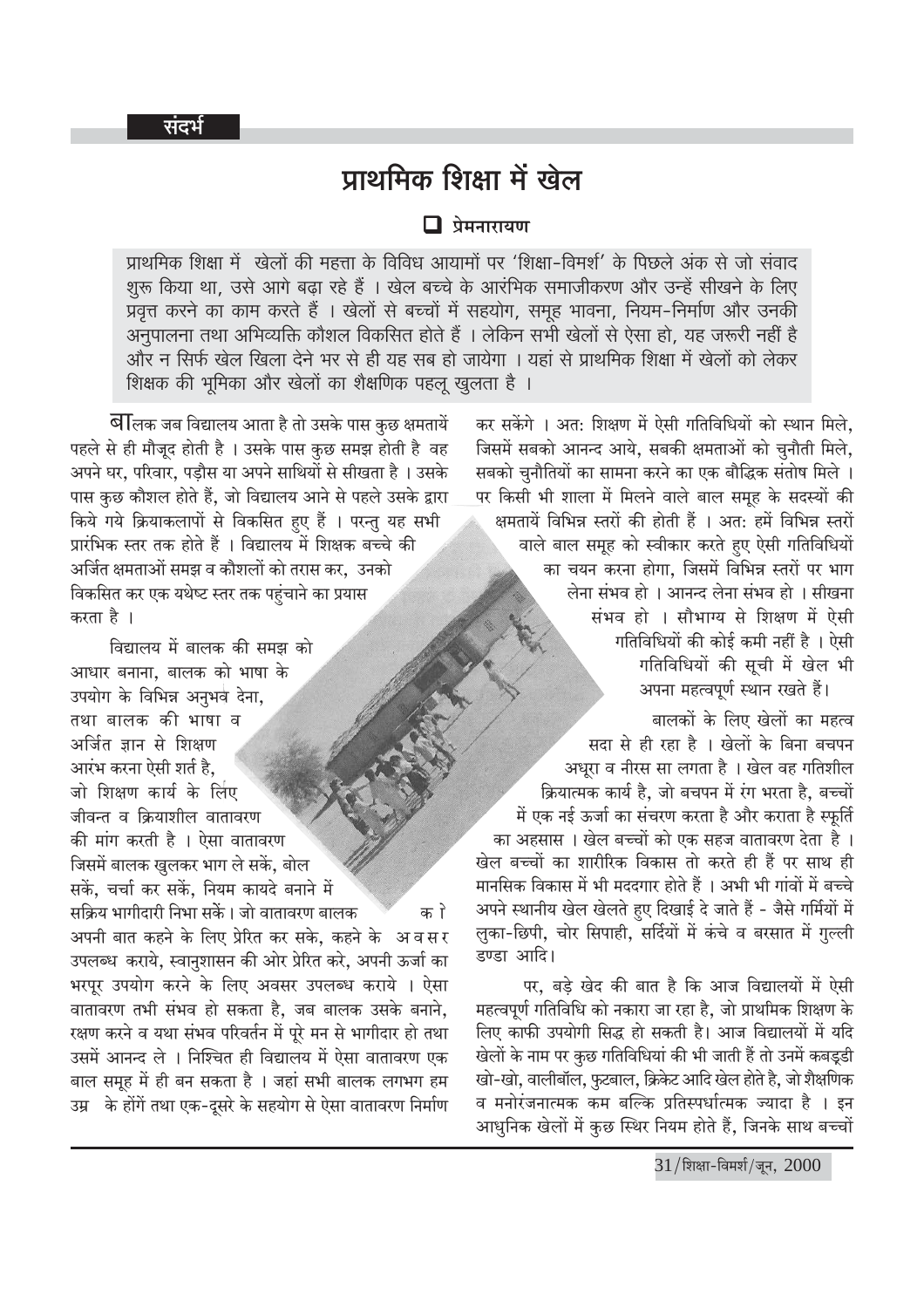संदर्भ

# प्राथमिक शिक्षा में खेल

❑ प्रेमनारायण

प्राथमिक शिक्षा में खेलों की महत्ता के विविध आयामों पर 'शिक्षा-विमर्श' के पिछले अंक से जो संवाद शुरू किया था, उसे आगे बढ़ा रहे हैं । खेल बच्चे के आरंभिक समाजीकरण और उन्हें सीखने के लिए प्रवृत्त करने का काम करते हैं । खेलों से बच्चों में सहयोग, समूह भावना, नियम-निर्माण और उनकी अनुपालना तथा अभिव्यक्ति कौशल विकसित होते हैं । लेकिन सभी खेलों से ऐसा हो, यह जरूरी नहीं है और न सिर्फ खेल खिला देने भर से ही यह सब हो जायेगा । यहां से प्राथमिक शिक्षा में खेलों को लेकर शिक्षक की भूमिका और खेलों का शैक्षणिक पहलू खुलता है ।

बालक जब विद्यालय आता है तो उसके पास कुछ क्षमतायें पहले से ही मौजूद होती है । उसके पास कुछ समझ होती है वह अपने घर, परिवार, पड़ौस या अपने साथियों से सीखता है । उसके पास कुछ कौशल होते हैं, जो विद्यालय आने से पहले उसके द्वारा किये गये क्रियाकलापों से विकसित हुए हैं । परन्तु यह सभी प्रारंभिक स्तर तक होते हैं । विद्यालय में शिक्षक बच्चे की अर्जित क्षमताओं समझ व कौशलों को तरास कर, उनको विकसित कर एक यथेष्ट स्तर तक पहुंचाने का प्रयास करता है ।

विद्यालय में बालक की समझ को आधार बनाना, बालक को भाषा के उपयोग के विभिन्न अनुभव देना, तथा बालक की भाषा व अर्जित ज्ञान से शिक्षण आरंभ करना ऐसी शर्त है, जो शिक्षण कार्य के लिए जीवन्त व क्रियाशील वातावरण की मांग करती है । ऐसा वातावरण जिसमें बालक खुलकर भाग ले सकें, बोल सकें, चर्चा कर सकें, नियम कायदे बनाने में सक्रिय भागीदारी निभा सकें । जो वातावरण बालक को अपनी बात कहने के लिए प्रेरित कर सके, कहने के अवसर उपलब्ध कराये, स्वानुशासन की ओर प्रेरित करे, अपनी ऊर्जा का भरपूर उपयोग करने के लिए अवसर उपलब्ध कराये । ऐसा वातावरण तभी संभव हो सकता है, जब बालक उसके बनाने, रक्षण करने व यथा संभव परिवर्तन में पूरे मन से भागीदार हो तथा उसमें आनन्द ले । निश्चित ही विद्यालय में ऐसा वातावरण एक बाल समूह में ही बन सकता है । जहां सभी बालक लगभग हम उम्र के होंगें तथा एक-दूसरे के सहयोग से ऐसा वातावरण निर्माण कर सकेंगे । अत: शिक्षण में ऐसी गतिविधियों को स्थान मिले, जिसमें सबको आनन्द आये, सबकी क्षमताओं को चुनौती मिले, सबको चुनौतियों का सामना करने का एक बौद्धिक संतोष मिले । पर किसी भी शाला में मिलने वाले बाल समूह के सदस्यों की क्षमतायें विभिन्न स्तरों की होती हैं । अत: हमें विभिन्न स्तरों वाले बाल समूह को स्वीकार करते हुए ऐसी गतिविधियों का चयन करना होगा, जिसमें विभिन्न स्तरों पर भाग लेना संभव हो । आनन्द लेना संभव हो । सीखना संभव हो । सौभाग्य से शिक्षण में ऐसी गतिविधियों की कोई कमी नहीं है । ऐसी गतिविधियों की सूची में खेल भी अपना महत्वपूर्ण स्थान रखते हैं।

बालकों के लिए खेलों का महत्व सदा से ही रहा है । खेलों के बिना बचपन अधूरा व नीरस सा लगता है । खेल वह गतिशील क्रियात्मक कार्य है, जो बचपन में रंग भरता है, बच्चों में एक नई ऊर्जा का संचरण करता है और कराता है स्फूर्ति का अहसास । खेल बच्चों को एक सहज वातावरण देता है । खेल बच्चों का शारीरिक विकास तो करते ही हैं पर साथ ही मानसिक विकास में भी मददगार होते हैं । अभी भी गांवों में बच्चे अपने स्थानीय खेल खेलते हुए दिखाई दे जाते हैं - जैसे गर्मियों में लुका-छिपी, चोर सिपाही, सर्दियों में कंचे व बरसात में गुल्ली डण्डा आदि।

पर, बड़े खेद की बात है कि आज विद्यालयों में ऐसी महत्वपूर्ण गतिविधि को नकारा जा रहा है, जो प्राथमिक शिक्षण के लिए काफी उपयोगी सिद्ध हो सकती है। आज विद्यालयों में यदि खेलों के नाम पर कुछ गतिविधियां की भी जाती हैं तो उनमें कबड्डी खो-खो, वालीबॉल, फुटबाल, क्रिकेट आदि खेल होते है, जो शैक्षणिक व मनोरंजनात्मक कम बल्कि प्रतिस्पर्धात्मक ज्यादा है । इन आधुनिक खेलों में कुछ स्थिर नियम होते हैं, जिनके साथ बच्चों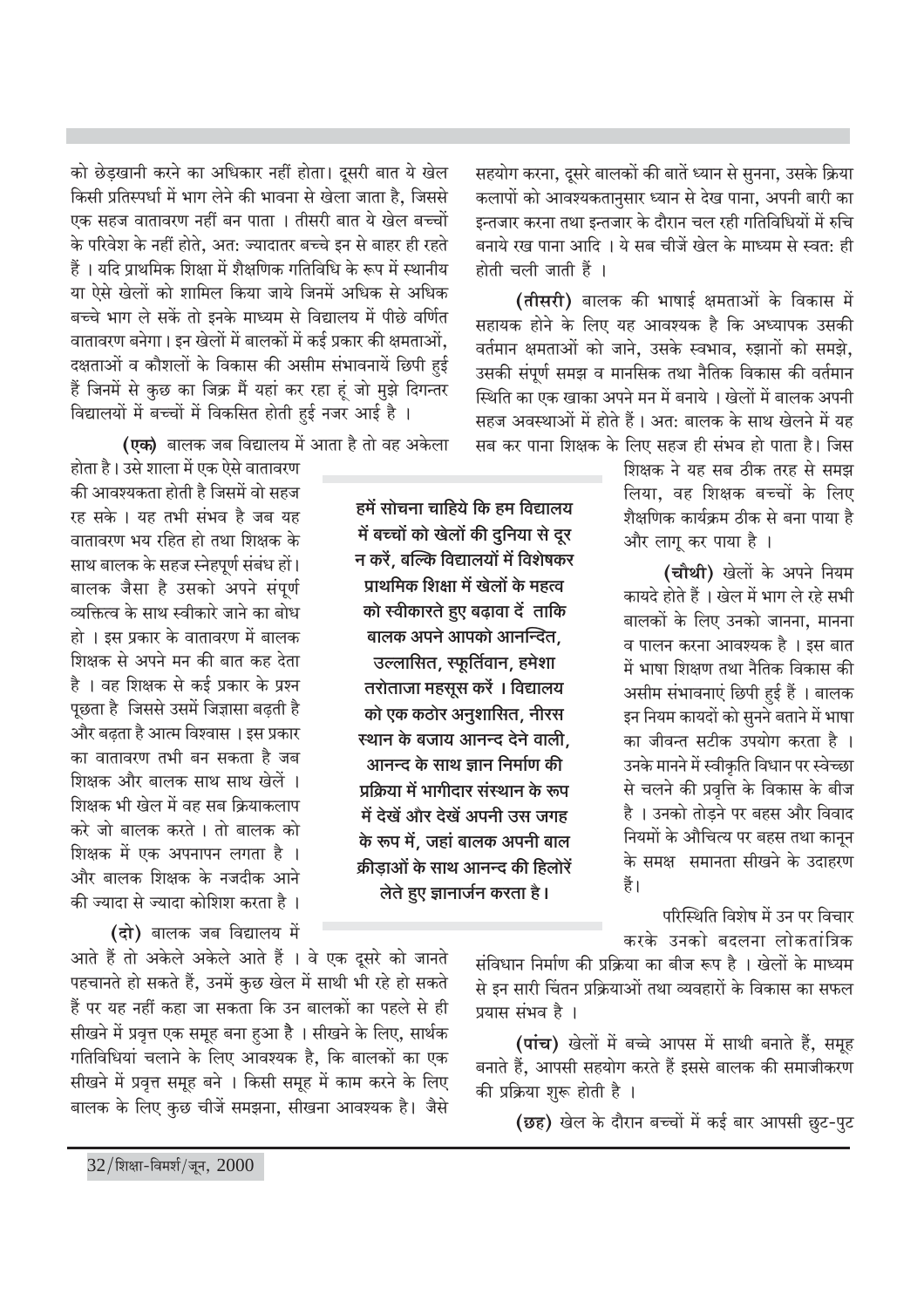को छेड़खानी करने का अधिकार नहीं होता। दूसरी बात ये खेल किसी प्रतिस्पर्धा में भाग लेने की भावना से खेला जाता है, जिससे एक सहज वातावरण नहीं बन पाता । तीसरी बात ये खेल बच्चों के परिवेश के नहीं होते, अतः ज्यादातर बच्चे इन से बाहर ही रहते हैं । यदि प्राथमिक शिक्षा में शैक्षणिक गतिविधि के रूप में स्थानीय या ऐसे खेलों को शामिल किया जाये जिनमें अधिक से अधिक बच्चे भाग ले सकें तो इनके माध्यम से विद्यालय में पीछे वर्णित वातावरण बनेगा। इन खेलों में बालकों में कई प्रकार की क्षमताओं, दक्षताओं व कौशलों के विकास की असीम संभावनायें छिपी हुई हैं जिनमें से कुछ का जिक्र मैं यहां कर रहा हूं जो मुझे दिगन्तर विद्यालयों में बच्चों में विकसित होती हुई नजर आई है ।

**(एक)** बालक जब विद्यालय में आता है तो वह अकेला होता है। उसे शाला में एक ऐसे वातावरण की आवश्यकता होती है जिसमें वो सहज रह सके । यह तभी संभव है जब यह वातावरण भय रहित हो तथा शिक्षक के साथ बालक के सहज स्नेहपूर्ण संबंध हों। बालक जैसा है उसको अपने संपूर्ण व्यक्तित्व के साथ स्वीकारे जाने का बोध हो । इस प्रकार के वातावरण में बालक शिक्षक से अपने मन की बात कह देता है । वह शिक्षक से कई प्रकार के प्रश्न पूछता है जिससे उसमें जिज्ञासा बढ़ती है और बढ़ता है आत्म विश्वास । इस प्रकार का वातावरण तभी बन सकता है जब शिक्षक और बालक साथ साथ खेलें । शिक्षक भी खेल में वह सब क्रियाकलाप करे जो बालक करते । तो बालक को शिक्षक में एक अपनापन लगता है । और बालक शिक्षक के नजदीक आने की ज्यादा से ज्यादा कोशिश करता है ।

**हमें सोचना चाहिये कि हम विद्यालय में बच्चों को खेलों की दुनिया से दूर न करें, बल्कि विद्यालयों में विशेषकर प्राथमिक शिक्षा में खेलों के महत्व को स्वीकारते हुए बढ़ावा दें ताकि बालक अपने आपको आनन्दित, उल्लासित, स्फूर्तिवान, हमेशा तरोताजा महसूस करें । विद्यालय को एक कठोर अनुशासित, नीरस स्थान के बजाय आनन्द देने वाली, आनन्द के साथ ज्ञान निर्माण की प्रक्रिया में भागीदार संस्थान के रूप में देखें और देखें अपनी उस जगह के रूप में, जहां बालक अपनी बाल क्रीड़ाओं के साथ आनन्द की हिलोरें लेते हुए ज्ञानार्जन करता है।**

**(दो)** बालक जब विद्यालय में आते हैं तो अकेले अकेले आते हैं । वे एक दूसरे को जानते पहचानते हो सकते हैं, उनमें कुछ खेल में साथी भी रहे हो सकते हैं पर यह नहीं कहा जा सकता कि उन बालकों का पहले से ही सीखने में प्रवृत्त एक समूह बना हुआ है । सीखने के लिए, सार्थक गतिविधियां चलाने के लिए आवश्यक है, कि बालकों का एक सीखने में प्रवृत्त समूह बने । किसी समूह में काम करने के लिए बालक के लिए कुछ चीजें समझना, सीखना आवश्यक है। जैसे सहयोग करना, दूसरे बालकों की बातें ध्यान से सुनना, उसके क्रिया कलापों को आवश्यकतानुसार ध्यान से देख पाना, अपनी बारी का इन्तजार करना तथा इन्तजार के दौरान चल रही गतिविधियों में रुचि बनाये रख पाना आदि । ये सब चीजें खेल के माध्यम से स्वतः ही होती चली जाती हैं ।

**(तीसरी)** बालक की भाषाई क्षमताओं के विकास में सहायक होने के लिए यह आवश्यक है कि अध्यापक उसकी वर्तमान क्षमताओं को जाने, उसके स्वभाव, रुझानों को समझे, उसकी संपूर्ण समझ व मानसिक तथा नैतिक विकास की वर्तमान स्थिति का एक खाका अपने मन में बनाये । खेलों में बालक अपनी सहज अवस्थाओं में होते हैं । अतः बालक के साथ खेलने में यह सब कर पाना शिक्षक के लिए सहज ही संभव हो पाता है। जिस शिक्षक ने यह सब ठीक तरह से समझ लिया, वह शिक्षक बच्चों के लिए शैक्षणिक कार्यक्रम ठीक से बना पाया है और लागू कर पाया है ।

**(चौथी)** खेलों के अपने नियम कायदे होते हैं । खेल में भाग ले रहे सभी बालकों के लिए उनको जानना, मानना व पालन करना आवश्यक है । इस बात में भाषा शिक्षण तथा नैतिक विकास की असीम संभावनाएं छिपी हुई हैं । बालक इन नियम कायदों को सुनने बताने में भाषा का जीवन्त सटीक उपयोग करता है । उनके मानने में स्वीकृति विधान पर स्वेच्छा से चलने की प्रवृत्ति के विकास के बीज है । उनको तोड़ने पर बहस और विवाद नियमों के औचित्य पर बहस तथा कानून के समक्ष समानता सीखने के उदाहरण हैं।

परिस्थिति विशेष में उन पर विचार करके उनको बदलना लोकतांत्रिक संविधान निर्माण की प्रक्रिया का बीज रूप है । खेलों के माध्यम से इन सारी चिंतन प्रक्रियाओं तथा व्यवहारों के विकास का सफल प्रयास संभव है ।

**(पांच)** खेलों में बच्चे आपस में साथी बनाते हैं, समूह बनाते हैं, आपसी सहयोग करते हैं इससे बालक की समाजीकरण की प्रक्रिया शुरू होती है ।

**(छह)** खेल के दौरान बच्चों में कई बार आपसी छुट-पुट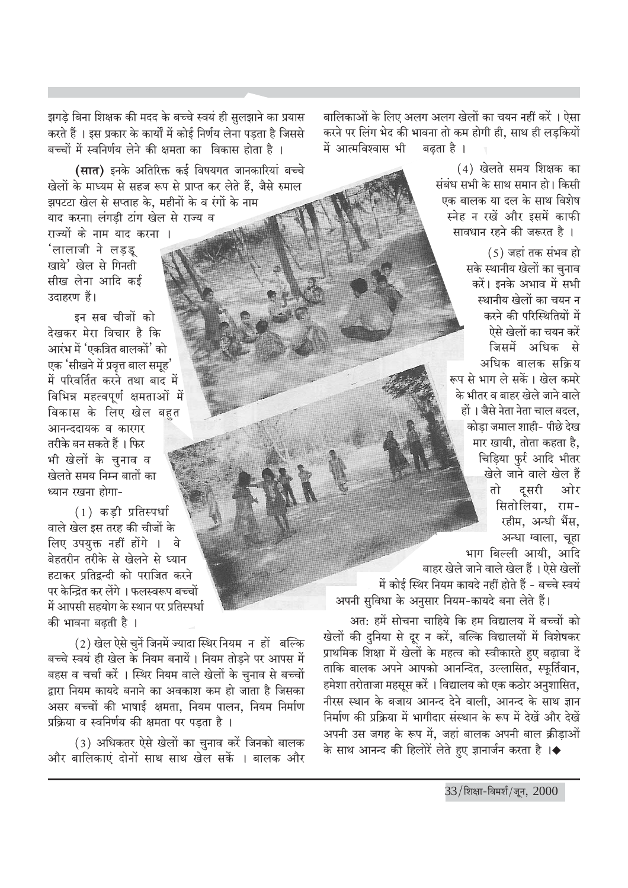झगड़े बिना शिक्षक की मदद के बच्चे स्वयं ही सुलझाने का प्रयास करते हैं । इस प्रकार के कार्यों में कोई निर्णय लेना पड़ता है जिससे बच्चों में स्वनिर्णय लेने की क्षमता का विकास होता है ।

**(सात)** इनके अतिरिक्त कई विषयगत जानकारियां बच्चे खेलों के माध्यम से सहज रूप से प्राप्त कर लेते हैं, जैसे रुमाल झपटटा खेल से सप्ताह के, महीनों के व रंगों के नाम याद करना। लंगड़ी टांग खेल से राज्य व राज्यों के नाम याद करना । 'लालाजी ने लड़डू खाये' खेल से गिनती सीख लेना आदि कई उदाहरण हैं।

इन सब चीजों को देखकर मेरा विचार है कि आरंभ में 'एकत्रित बालकों' को एक 'सीखने में प्रवृत्त बाल समूह' में परिवर्तित करने तथा बाद में विभिन्न महत्वपूर्ण क्षमताओं में विकास के लिए खेल बहुत आनन्ददायक व कारगर तरीके बन सकते हैं । फिर भी खेलों के चुनाव व खेलते समय निम्न बातों का ध्यान रखना होगा-

(1) कड़ी प्रतिस्पर्धा वाले खेल इस तरह की चीजों के लिए उपयुक्त नहीं होंगे । वे बेहतरीन तरीके से खेलने से ध्यान हटाकर प्रतिद्वन्दी को पराजित करने पर केन्द्रित कर लेंगे । फलस्वरूप बच्चों में आपसी सहयोग के स्थान पर प्रतिस्पर्धा की भावना बढ़ती है ।

(2) खेल ऐसे चुनें जिनमें ज्यादा स्थिर नियम न हों बल्कि बच्चे स्वयं ही खेल के नियम बनायें । नियम तोड़ने पर आपस में बहस व चर्चा करें । स्थिर नियम वाले खेलों के चुनाव से बच्चों द्वारा नियम कायदे बनाने का अवकाश कम हो जाता है जिसका असर बच्चों की भाषाई क्षमता, नियम पालन, नियम निर्माण प्रक्रिया व स्वनिर्णय की क्षमता पर पड़ता है ।

(3) अधिकतर ऐसे खेलों का चुनाव करें जिनको बालक और बालिकाएं दोनों साथ साथ खेल सकें । बालक और बालिकाओं के लिए अलग अलग खेलों का चयन नहीं करें । ऐसा करने पर लिंग भेद की भावना तो कम होगी ही, साथ ही लड़कियों में आत्मविश्वास भी बढ़ता है ।

(4) खेलते समय शिक्षक का संबंध सभी के साथ समान हो। किसी एक बालक या दल के साथ विशेष स्नेह न रखें और इसमें काफी सावधान रहने की जरूरत है ।

(5) जहां तक संभव हो सके स्थानीय खेलों का चुनाव करें। इनके अभाव में सभी स्थानीय खेलों का चयन न करने की परिस्थितियों में ऐसे खेलों का चयन करें जिसमें अधिक से अधिक बालक सक्रिय रूप से भाग ले सकें । खेल कमरे के भीतर व बाहर खेले जाने वाले हों । जैसे नेता नेता चाल बदल, कोड़ा जमाल शाही- पीछे देख मार खायी, तोता कहता है, चिड़िया फुर्र आदि भीतर खेले जाने वाले खेल हैं तो दूसरी ओर सितोलिया, राम-रहीम, अन्धी भैंस, अन्धा ग्वाला, चूहा भाग बिल्ली आयी, आदि बाहर खेले जाने वाले खेल हैं । ऐसे खेलों में कोई स्थिर नियम कायदे नहीं होते हैं - बच्चे स्वयं अपनी सुविधा के अनुसार नियम-कायदे बना लेते हैं।

अतः हमें सोचना चाहिये कि हम विद्यालय में बच्चों को खेलों की दुनिया से दूर न करें, बल्कि विद्यालयों में विशेषकर प्राथमिक शिक्षा में खेलों के महत्व को स्वीकारते हुए बढ़ावा दें ताकि बालक अपने आपको आनन्दित, उल्लासित, स्फूर्तिवान, हमेशा तरोताजा महसूस करें । विद्यालय को एक कठोर अनुशासित, नीरस स्थान के बजाय आनन्द देने वाली, आनन्द के साथ ज्ञान निर्माण की प्रक्रिया में भागीदार संस्थान के रूप में देखें और देखें अपनी उस जगह के रूप में, जहां बालक अपनी बाल क्रीड़ाओं के साथ आनन्द की हिलोरें लेते हुए ज्ञानार्जन करता है ।◆